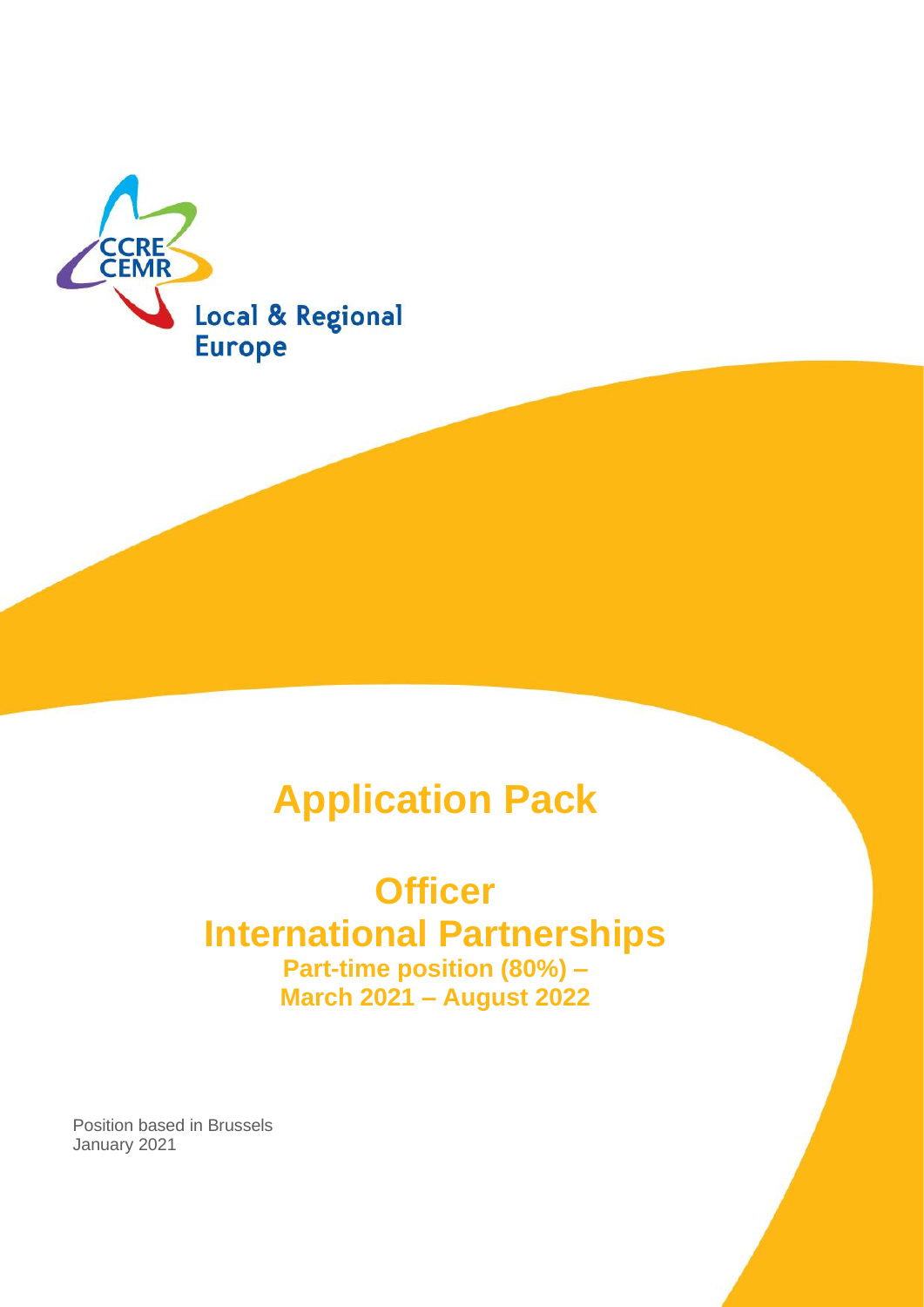CCRE
CEMR

Local & Regional Europe

# Application Pack

## Officer
## International Partnerships

**Part-time position (80%) –**
**March 2021 – August 2022**

Position based in Brussels
January 2021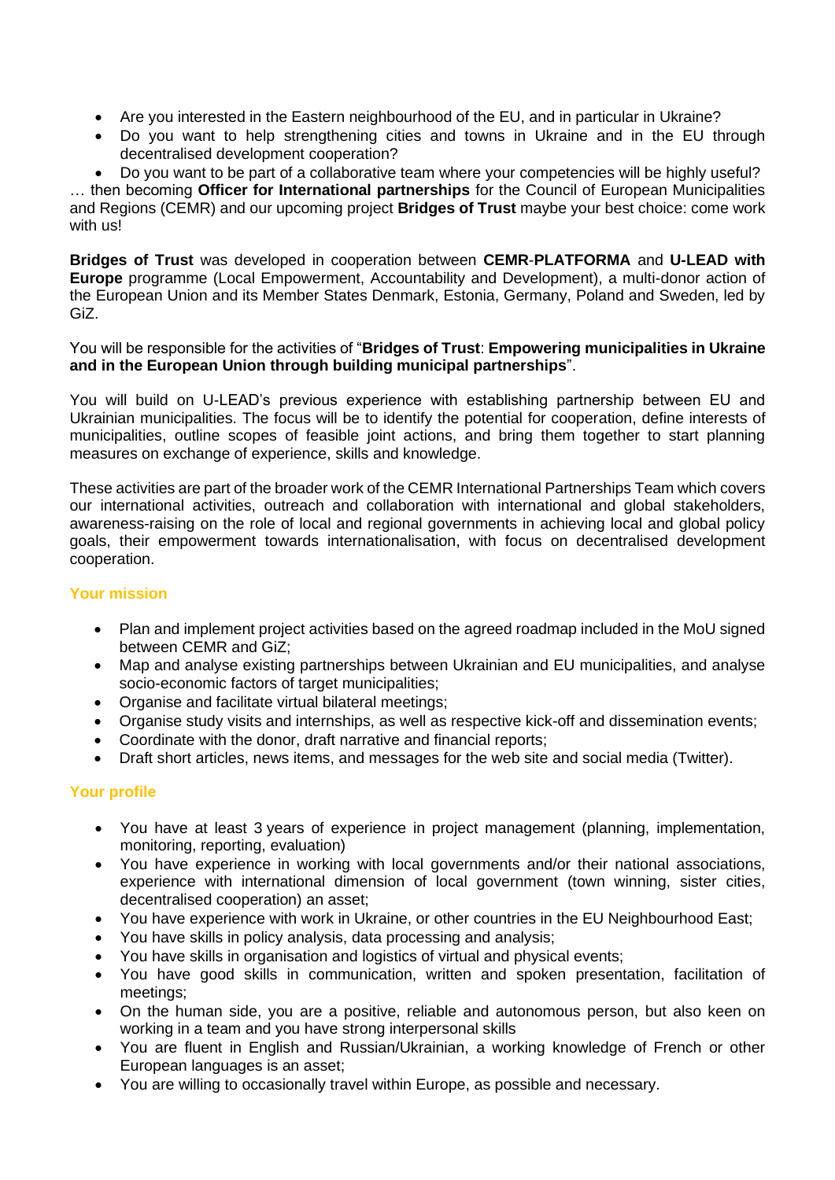- Are you interested in the Eastern neighbourhood of the EU, and in particular in Ukraine?
- Do you want to help strengthening cities and towns in Ukraine and in the EU through decentralised development cooperation?
- Do you want to be part of a collaborative team where your competencies will be highly useful?

… then becoming **Officer for International partnerships** for the Council of European Municipalities and Regions (CEMR) and our upcoming project **Bridges of Trust** maybe your best choice: come work with us!

**Bridges of Trust** was developed in cooperation between **CEMR**-**PLATFORMA** and **U-LEAD with Europe** programme (Local Empowerment, Accountability and Development), a multi-donor action of the European Union and its Member States Denmark, Estonia, Germany, Poland and Sweden, led by GiZ.

You will be responsible for the activities of "**Bridges of Trust**: **Empowering municipalities in Ukraine and in the European Union through building municipal partnerships**".

You will build on U-LEAD's previous experience with establishing partnership between EU and Ukrainian municipalities. The focus will be to identify the potential for cooperation, define interests of municipalities, outline scopes of feasible joint actions, and bring them together to start planning measures on exchange of experience, skills and knowledge.

These activities are part of the broader work of the CEMR International Partnerships Team which covers our international activities, outreach and collaboration with international and global stakeholders, awareness-raising on the role of local and regional governments in achieving local and global policy goals, their empowerment towards internationalisation, with focus on decentralised development cooperation.

## Your mission

- Plan and implement project activities based on the agreed roadmap included in the MoU signed between CEMR and GiZ;
- Map and analyse existing partnerships between Ukrainian and EU municipalities, and analyse socio-economic factors of target municipalities;
- Organise and facilitate virtual bilateral meetings;
- Organise study visits and internships, as well as respective kick-off and dissemination events;
- Coordinate with the donor, draft narrative and financial reports;
- Draft short articles, news items, and messages for the web site and social media (Twitter).

## Your profile

- You have at least 3 years of experience in project management (planning, implementation, monitoring, reporting, evaluation)
- You have experience in working with local governments and/or their national associations, experience with international dimension of local government (town winning, sister cities, decentralised cooperation) an asset;
- You have experience with work in Ukraine, or other countries in the EU Neighbourhood East;
- You have skills in policy analysis, data processing and analysis;
- You have skills in organisation and logistics of virtual and physical events;
- You have good skills in communication, written and spoken presentation, facilitation of meetings;
- On the human side, you are a positive, reliable and autonomous person, but also keen on working in a team and you have strong interpersonal skills
- You are fluent in English and Russian/Ukrainian, a working knowledge of French or other European languages is an asset;
- You are willing to occasionally travel within Europe, as possible and necessary.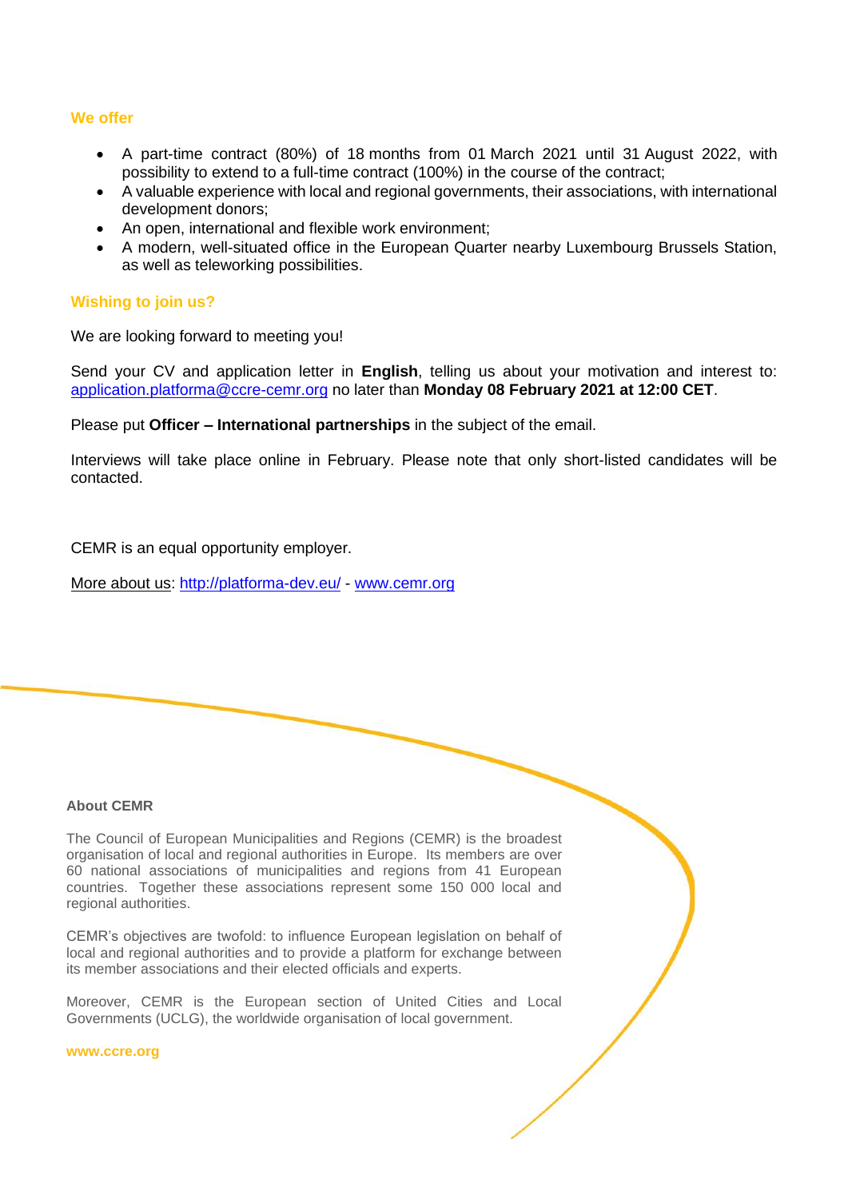## We offer

- A part-time contract (80%) of 18 months from 01 March 2021 until 31 August 2022, with possibility to extend to a full-time contract (100%) in the course of the contract;
- A valuable experience with local and regional governments, their associations, with international development donors;
- An open, international and flexible work environment;
- A modern, well-situated office in the European Quarter nearby Luxembourg Brussels Station, as well as teleworking possibilities.

## Wishing to join us?

We are looking forward to meeting you!

Send your CV and application letter in **English**, telling us about your motivation and interest to: application.platforma@ccre-cemr.org no later than **Monday 08 February 2021 at 12:00 CET**.

Please put **Officer – International partnerships** in the subject of the email.

Interviews will take place online in February. Please note that only short-listed candidates will be contacted.

CEMR is an equal opportunity employer.

More about us: http://platforma-dev.eu/ - www.cemr.org

**About CEMR**

The Council of European Municipalities and Regions (CEMR) is the broadest organisation of local and regional authorities in Europe. Its members are over 60 national associations of municipalities and regions from 41 European countries. Together these associations represent some 150 000 local and regional authorities.

CEMR's objectives are twofold: to influence European legislation on behalf of local and regional authorities and to provide a platform for exchange between its member associations and their elected officials and experts.

Moreover, CEMR is the European section of United Cities and Local Governments (UCLG), the worldwide organisation of local government.

**www.ccre.org**